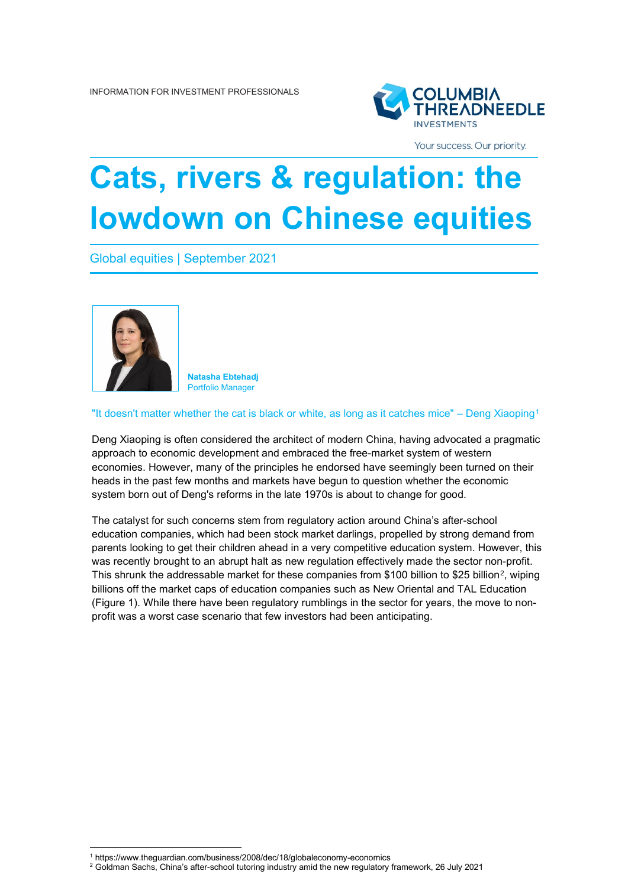INFORMATION FOR INVESTMENT PROFESSIONALS

# Cats, rivers & regulation: the lowdown on Chinese equities

Global equities | September 2021

**Natasha Ebtehadj**
Portfolio Manager

"It doesn't matter whether the cat is black or white, as long as it catches mice" – Deng Xiaoping[1]

Deng Xiaoping is often considered the architect of modern China, having advocated a pragmatic approach to economic development and embraced the free-market system of western economies. However, many of the principles he endorsed have seemingly been turned on their heads in the past few months and markets have begun to question whether the economic system born out of Deng's reforms in the late 1970s is about to change for good.

The catalyst for such concerns stem from regulatory action around China's after-school education companies, which had been stock market darlings, propelled by strong demand from parents looking to get their children ahead in a very competitive education system. However, this was recently brought to an abrupt halt as new regulation effectively made the sector non-profit. This shrunk the addressable market for these companies from $100 billion to $25 billion[2], wiping billions off the market caps of education companies such as New Oriental and TAL Education (Figure 1). While there have been regulatory rumblings in the sector for years, the move to non-profit was a worst case scenario that few investors had been anticipating.

[1] https://www.theguardian.com/business/2008/dec/18/globaleconomy-economics
[2] Goldman Sachs, China's after-school tutoring industry amid the new regulatory framework, 26 July 2021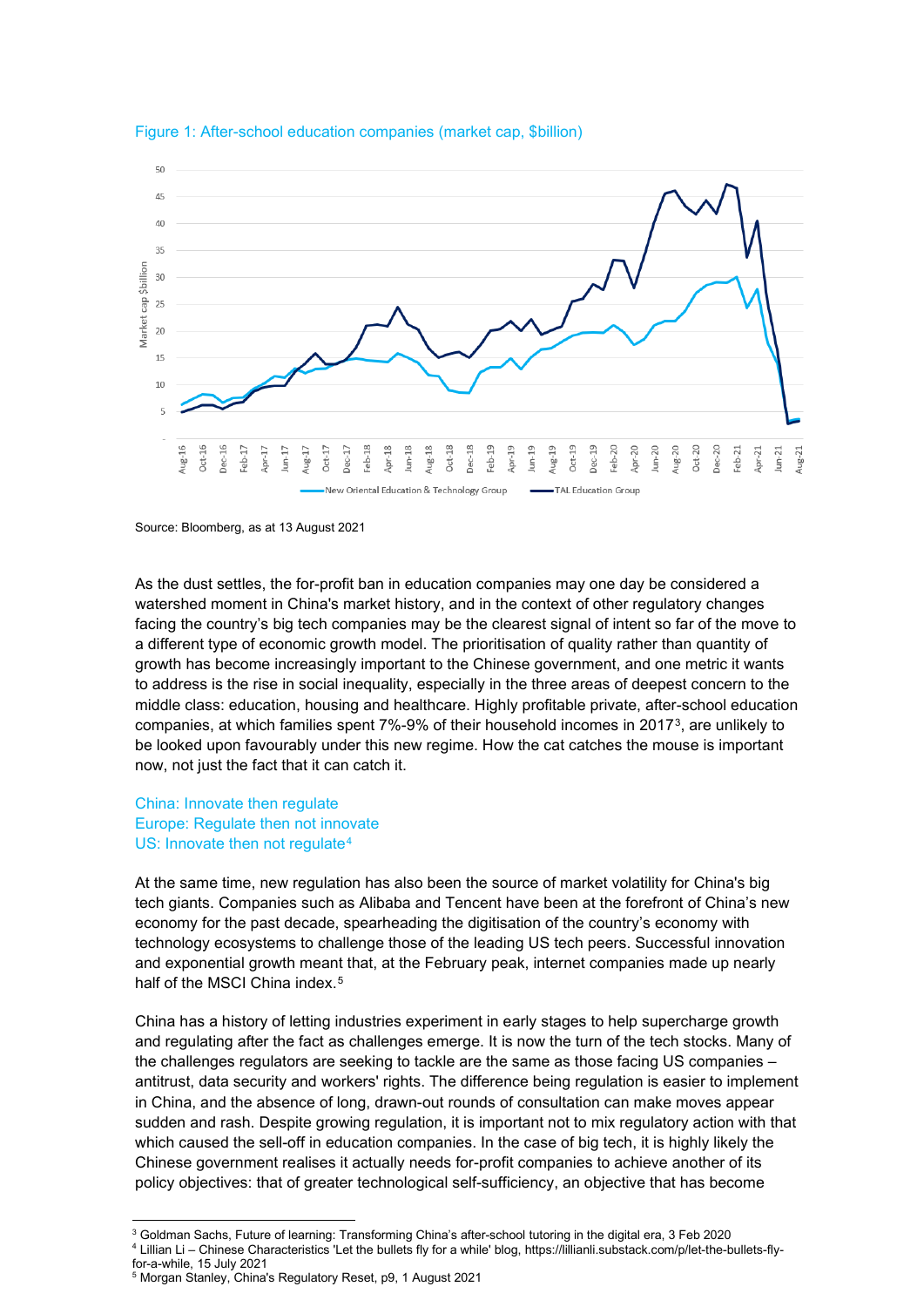Figure 1: After-school education companies (market cap, $billion)

Source: Bloomberg, as at 13 August 2021

As the dust settles, the for-profit ban in education companies may one day be considered a watershed moment in China's market history, and in the context of other regulatory changes facing the country's big tech companies may be the clearest signal of intent so far of the move to a different type of economic growth model. The prioritisation of quality rather than quantity of growth has become increasingly important to the Chinese government, and one metric it wants to address is the rise in social inequality, especially in the three areas of deepest concern to the middle class: education, housing and healthcare. Highly profitable private, after-school education companies, at which families spent 7%-9% of their household incomes in 2017[3], are unlikely to be looked upon favourably under this new regime. How the cat catches the mouse is important now, not just the fact that it can catch it.

China: Innovate then regulate
Europe: Regulate then not innovate
US: Innovate then not regulate[4]

At the same time, new regulation has also been the source of market volatility for China's big tech giants. Companies such as Alibaba and Tencent have been at the forefront of China's new economy for the past decade, spearheading the digitisation of the country's economy with technology ecosystems to challenge those of the leading US tech peers. Successful innovation and exponential growth meant that, at the February peak, internet companies made up nearly half of the MSCI China index.[5]

China has a history of letting industries experiment in early stages to help supercharge growth and regulating after the fact as challenges emerge. It is now the turn of the tech stocks. Many of the challenges regulators are seeking to tackle are the same as those facing US companies – antitrust, data security and workers' rights. The difference being regulation is easier to implement in China, and the absence of long, drawn-out rounds of consultation can make moves appear sudden and rash. Despite growing regulation, it is important not to mix regulatory action with that which caused the sell-off in education companies. In the case of big tech, it is highly likely the Chinese government realises it actually needs for-profit companies to achieve another of its policy objectives: that of greater technological self-sufficiency, an objective that has become

---

[3] Goldman Sachs, Future of learning: Transforming China's after-school tutoring in the digital era, 3 Feb 2020
[4] Lillian Li – Chinese Characteristics 'Let the bullets fly for a while' blog, https://lillianli.substack.com/p/let-the-bullets-fly-for-a-while, 15 July 2021
[5] Morgan Stanley, China's Regulatory Reset, p9, 1 August 2021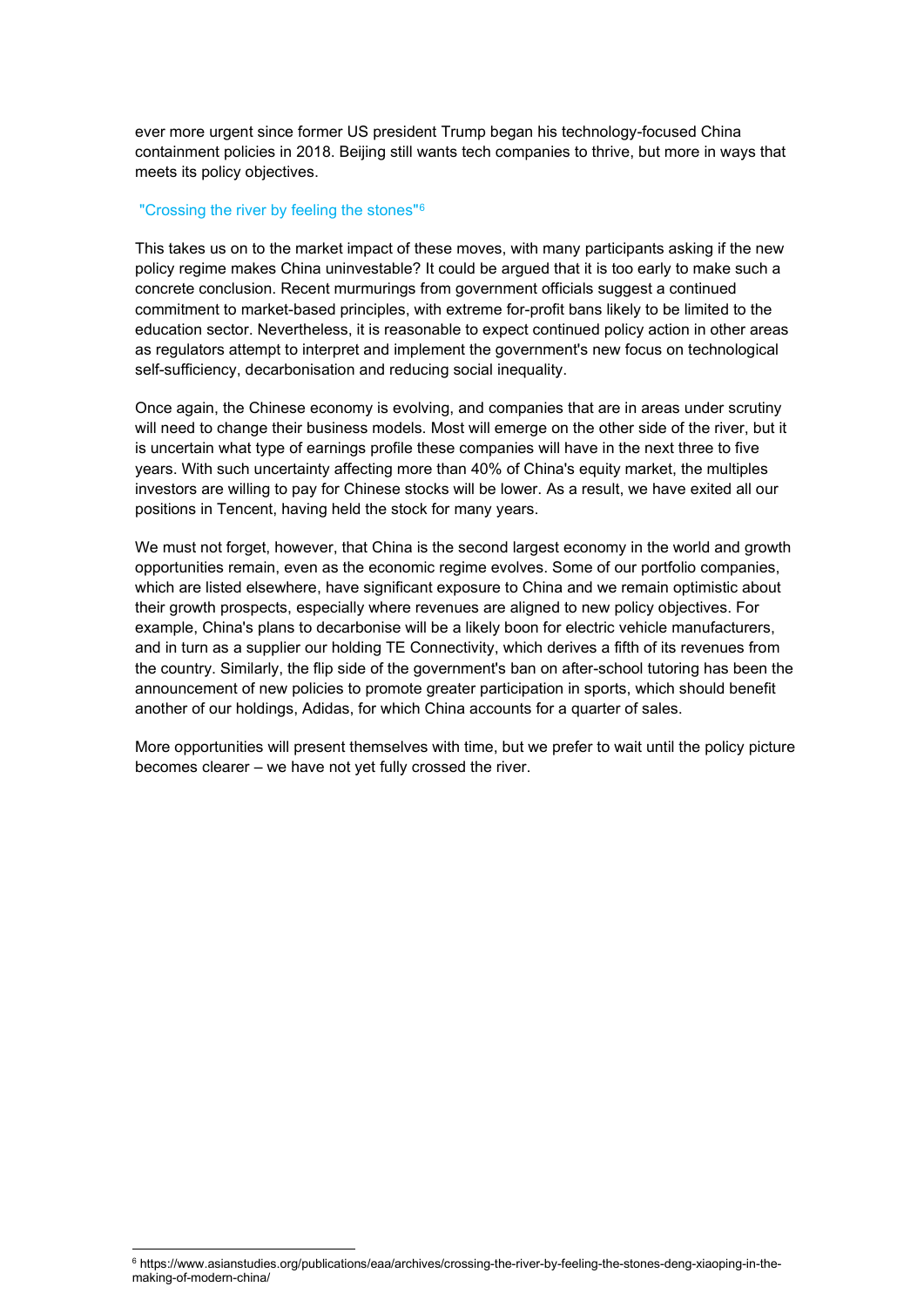ever more urgent since former US president Trump began his technology-focused China containment policies in 2018. Beijing still wants tech companies to thrive, but more in ways that meets its policy objectives.

## "Crossing the river by feeling the stones"[6]

This takes us on to the market impact of these moves, with many participants asking if the new policy regime makes China uninvestable? It could be argued that it is too early to make such a concrete conclusion. Recent murmurings from government officials suggest a continued commitment to market-based principles, with extreme for-profit bans likely to be limited to the education sector. Nevertheless, it is reasonable to expect continued policy action in other areas as regulators attempt to interpret and implement the government's new focus on technological self-sufficiency, decarbonisation and reducing social inequality.

Once again, the Chinese economy is evolving, and companies that are in areas under scrutiny will need to change their business models. Most will emerge on the other side of the river, but it is uncertain what type of earnings profile these companies will have in the next three to five years. With such uncertainty affecting more than 40% of China's equity market, the multiples investors are willing to pay for Chinese stocks will be lower. As a result, we have exited all our positions in Tencent, having held the stock for many years.

We must not forget, however, that China is the second largest economy in the world and growth opportunities remain, even as the economic regime evolves. Some of our portfolio companies, which are listed elsewhere, have significant exposure to China and we remain optimistic about their growth prospects, especially where revenues are aligned to new policy objectives. For example, China's plans to decarbonise will be a likely boon for electric vehicle manufacturers, and in turn as a supplier our holding TE Connectivity, which derives a fifth of its revenues from the country. Similarly, the flip side of the government's ban on after-school tutoring has been the announcement of new policies to promote greater participation in sports, which should benefit another of our holdings, Adidas, for which China accounts for a quarter of sales.

More opportunities will present themselves with time, but we prefer to wait until the policy picture becomes clearer – we have not yet fully crossed the river.

[6] https://www.asianstudies.org/publications/eaa/archives/crossing-the-river-by-feeling-the-stones-deng-xiaoping-in-the-making-of-modern-china/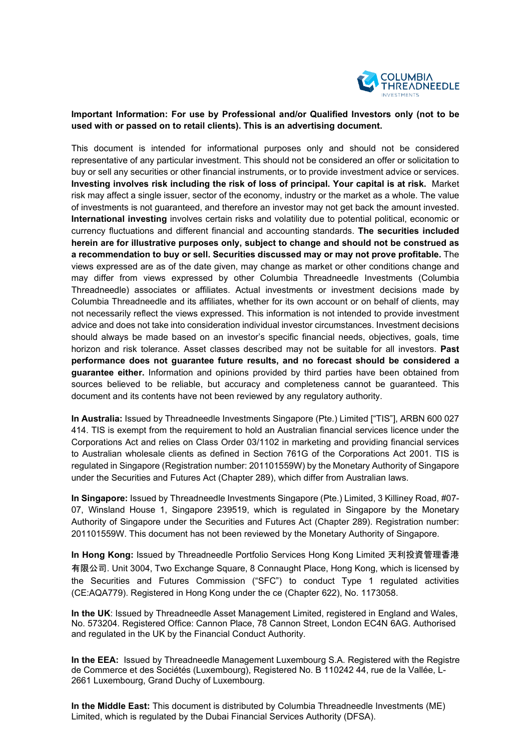**Important Information: For use by Professional and/or Qualified Investors only (not to be used with or passed on to retail clients). This is an advertising document.**

This document is intended for informational purposes only and should not be considered representative of any particular investment. This should not be considered an offer or solicitation to buy or sell any securities or other financial instruments, or to provide investment advice or services. **Investing involves risk including the risk of loss of principal. Your capital is at risk.** Market risk may affect a single issuer, sector of the economy, industry or the market as a whole. The value of investments is not guaranteed, and therefore an investor may not get back the amount invested. **International investing** involves certain risks and volatility due to potential political, economic or currency fluctuations and different financial and accounting standards. **The securities included herein are for illustrative purposes only, subject to change and should not be construed as a recommendation to buy or sell. Securities discussed may or may not prove profitable.** The views expressed are as of the date given, may change as market or other conditions change and may differ from views expressed by other Columbia Threadneedle Investments (Columbia Threadneedle) associates or affiliates. Actual investments or investment decisions made by Columbia Threadneedle and its affiliates, whether for its own account or on behalf of clients, may not necessarily reflect the views expressed. This information is not intended to provide investment advice and does not take into consideration individual investor circumstances. Investment decisions should always be made based on an investor's specific financial needs, objectives, goals, time horizon and risk tolerance. Asset classes described may not be suitable for all investors. **Past performance does not guarantee future results, and no forecast should be considered a guarantee either.** Information and opinions provided by third parties have been obtained from sources believed to be reliable, but accuracy and completeness cannot be guaranteed. This document and its contents have not been reviewed by any regulatory authority.

**In Australia:** Issued by Threadneedle Investments Singapore (Pte.) Limited ["TIS"], ARBN 600 027 414. TIS is exempt from the requirement to hold an Australian financial services licence under the Corporations Act and relies on Class Order 03/1102 in marketing and providing financial services to Australian wholesale clients as defined in Section 761G of the Corporations Act 2001. TIS is regulated in Singapore (Registration number: 201101559W) by the Monetary Authority of Singapore under the Securities and Futures Act (Chapter 289), which differ from Australian laws.

**In Singapore:** Issued by Threadneedle Investments Singapore (Pte.) Limited, 3 Killiney Road, #07-07, Winsland House 1, Singapore 239519, which is regulated in Singapore by the Monetary Authority of Singapore under the Securities and Futures Act (Chapter 289). Registration number: 201101559W. This document has not been reviewed by the Monetary Authority of Singapore.

**In Hong Kong:** Issued by Threadneedle Portfolio Services Hong Kong Limited 天利投資管理香港有限公司. Unit 3004, Two Exchange Square, 8 Connaught Place, Hong Kong, which is licensed by the Securities and Futures Commission ("SFC") to conduct Type 1 regulated activities (CE:AQA779). Registered in Hong Kong under the ce (Chapter 622), No. 1173058.

**In the UK**: Issued by Threadneedle Asset Management Limited, registered in England and Wales, No. 573204. Registered Office: Cannon Place, 78 Cannon Street, London EC4N 6AG. Authorised and regulated in the UK by the Financial Conduct Authority.

**In the EEA:** Issued by Threadneedle Management Luxembourg S.A. Registered with the Registre de Commerce et des Sociétés (Luxembourg), Registered No. B 110242 44, rue de la Vallée, L-2661 Luxembourg, Grand Duchy of Luxembourg.

**In the Middle East:** This document is distributed by Columbia Threadneedle Investments (ME) Limited, which is regulated by the Dubai Financial Services Authority (DFSA).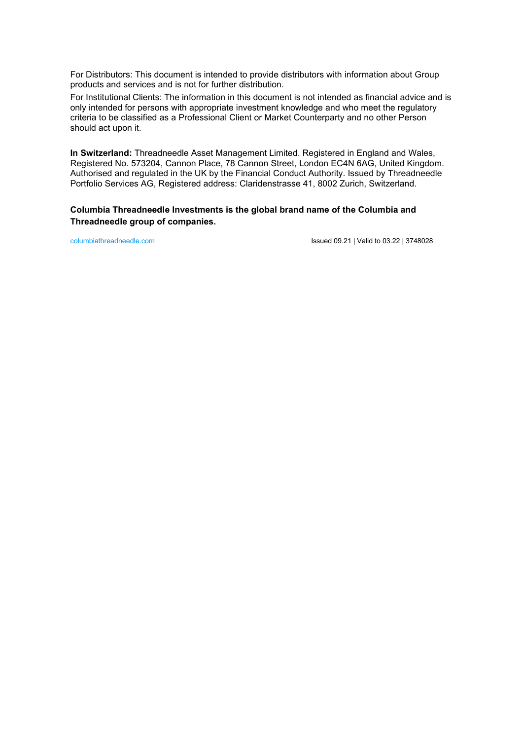For Distributors: This document is intended to provide distributors with information about Group products and services and is not for further distribution.

For Institutional Clients: The information in this document is not intended as financial advice and is only intended for persons with appropriate investment knowledge and who meet the regulatory criteria to be classified as a Professional Client or Market Counterparty and no other Person should act upon it.

**In Switzerland:** Threadneedle Asset Management Limited. Registered in England and Wales, Registered No. 573204, Cannon Place, 78 Cannon Street, London EC4N 6AG, United Kingdom. Authorised and regulated in the UK by the Financial Conduct Authority. Issued by Threadneedle Portfolio Services AG, Registered address: Claridenstrasse 41, 8002 Zurich, Switzerland.

**Columbia Threadneedle Investments is the global brand name of the Columbia and Threadneedle group of companies.**

columbiathreadneedle.com

Issued 09.21 | Valid to 03.22 | 3748028